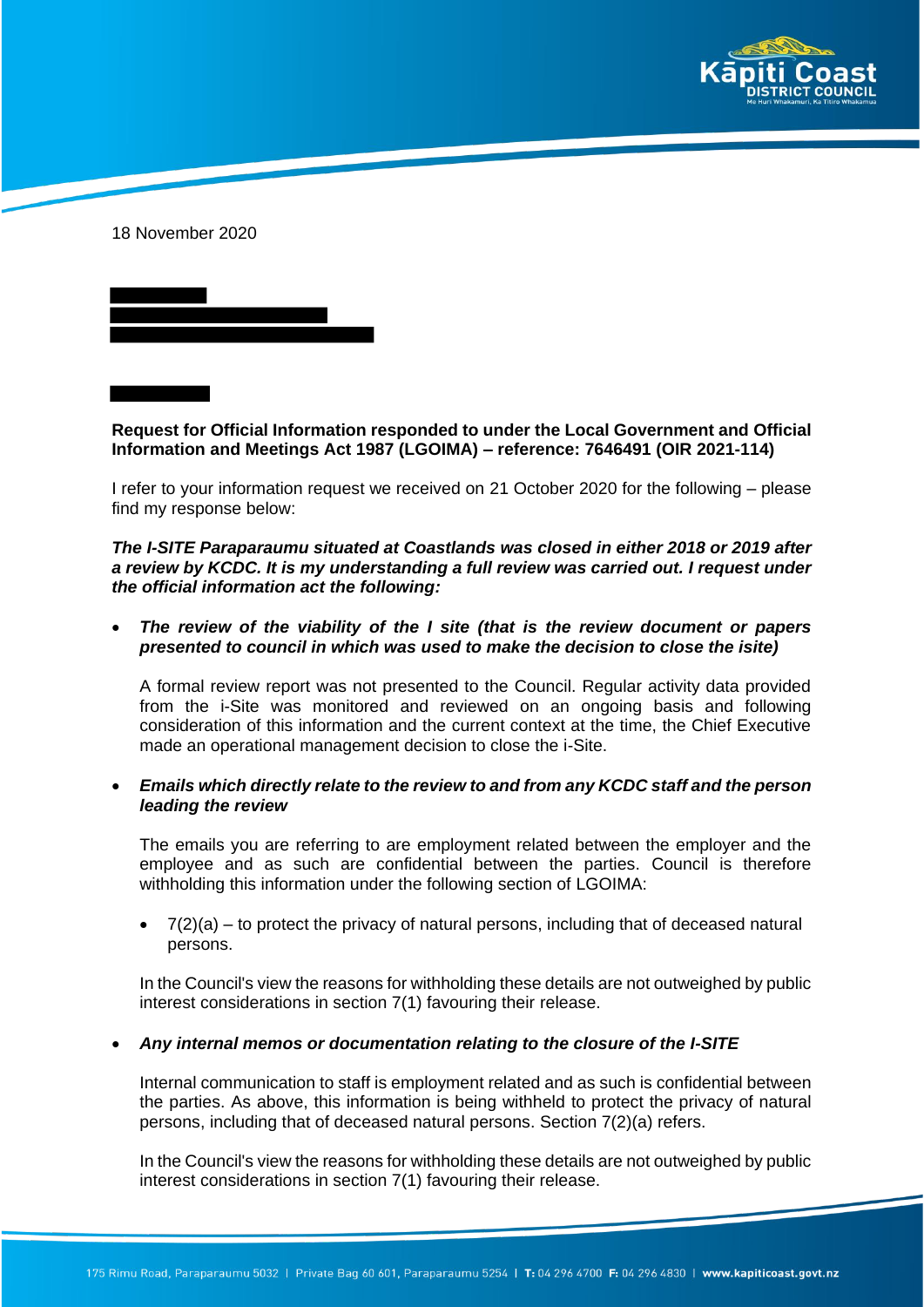18 November 2020

**Request for Official Information responded to under the Local Government and Official Information and Meetings Act 1987 (LGOIMA) – reference: 7646491 (OIR 2021-114)**

I refer to your information request we received on 21 October 2020 for the following – please find my response below:

***The I-SITE Paraparaumu situated at Coastlands was closed in either 2018 or 2019 after a review by KCDC. It is my understanding a full review was carried out. I request under the official information act the following:***

- ***The review of the viability of the I site (that is the review document or papers presented to council in which was used to make the decision to close the isite)***

  A formal review report was not presented to the Council. Regular activity data provided from the i-Site was monitored and reviewed on an ongoing basis and following consideration of this information and the current context at the time, the Chief Executive made an operational management decision to close the i-Site.

- ***Emails which directly relate to the review to and from any KCDC staff and the person leading the review***

  The emails you are referring to are employment related between the employer and the employee and as such are confidential between the parties. Council is therefore withholding this information under the following section of LGOIMA:

  - 7(2)(a) – to protect the privacy of natural persons, including that of deceased natural persons.

  In the Council's view the reasons for withholding these details are not outweighed by public interest considerations in section 7(1) favouring their release.

- ***Any internal memos or documentation relating to the closure of the I-SITE***

  Internal communication to staff is employment related and as such is confidential between the parties. As above, this information is being withheld to protect the privacy of natural persons, including that of deceased natural persons. Section 7(2)(a) refers.

  In the Council's view the reasons for withholding these details are not outweighed by public interest considerations in section 7(1) favouring their release.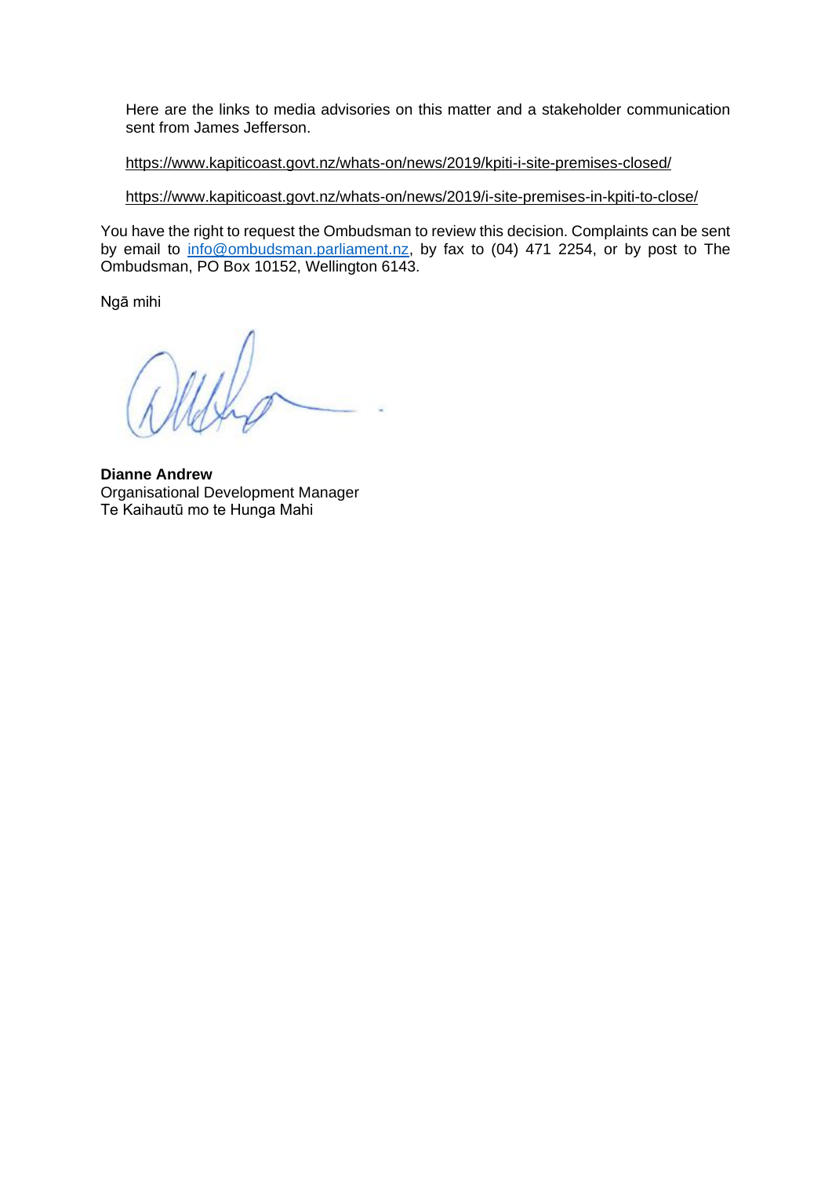Here are the links to media advisories on this matter and a stakeholder communication sent from James Jefferson.

https://www.kapiticoast.govt.nz/whats-on/news/2019/kpiti-i-site-premises-closed/

https://www.kapiticoast.govt.nz/whats-on/news/2019/i-site-premises-in-kpiti-to-close/

You have the right to request the Ombudsman to review this decision. Complaints can be sent by email to info@ombudsman.parliament.nz, by fax to (04) 471 2254, or by post to The Ombudsman, PO Box 10152, Wellington 6143.

Ngā mihi

**Dianne Andrew**
Organisational Development Manager
Te Kaihautū mo te Hunga Mahi